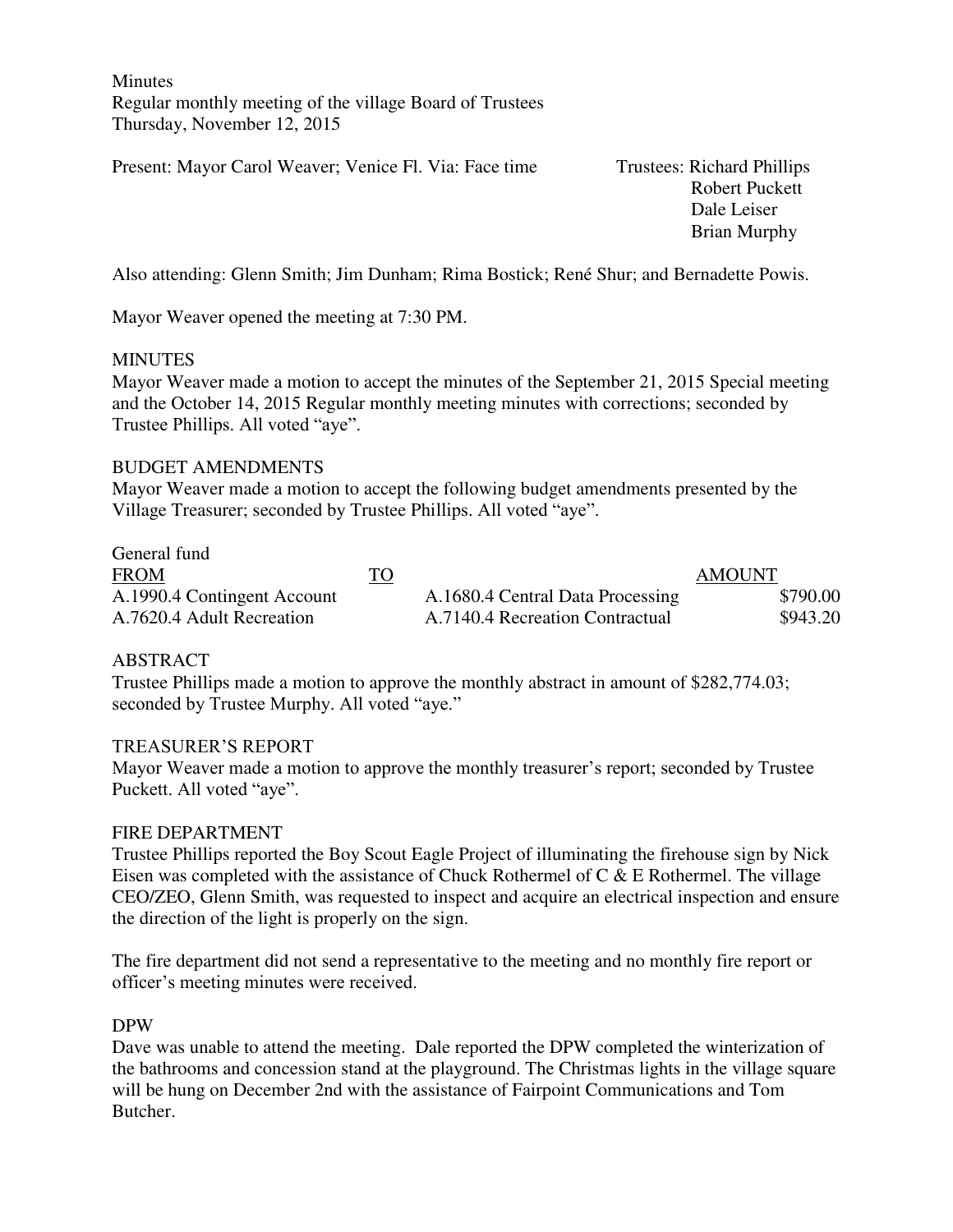Minutes
Regular monthly meeting of the village Board of Trustees
Thursday, November 12, 2015

Present: Mayor Carol Weaver; Venice Fl. Via: Face time

Trustees: Richard Phillips
Robert Puckett
Dale Leiser
Brian Murphy

Also attending: Glenn Smith; Jim Dunham; Rima Bostick; René Shur; and Bernadette Powis.

Mayor Weaver opened the meeting at 7:30 PM.

MINUTES
Mayor Weaver made a motion to accept the minutes of the September 21, 2015 Special meeting and the October 14, 2015 Regular monthly meeting minutes with corrections; seconded by Trustee Phillips. All voted "aye".

BUDGET AMENDMENTS
Mayor Weaver made a motion to accept the following budget amendments presented by the Village Treasurer; seconded by Trustee Phillips. All voted "aye".

General fund

| FROM | TO | AMOUNT |
|---|---|---|
| A.1990.4 Contingent Account | A.1680.4 Central Data Processing | $790.00 |
| A.7620.4 Adult Recreation | A.7140.4 Recreation Contractual | $943.20 |

ABSTRACT
Trustee Phillips made a motion to approve the monthly abstract in amount of $282,774.03; seconded by Trustee Murphy. All voted "aye."

TREASURER'S REPORT
Mayor Weaver made a motion to approve the monthly treasurer's report; seconded by Trustee Puckett. All voted "aye".

FIRE DEPARTMENT
Trustee Phillips reported the Boy Scout Eagle Project of illuminating the firehouse sign by Nick Eisen was completed with the assistance of Chuck Rothermel of C & E Rothermel. The village CEO/ZEO, Glenn Smith, was requested to inspect and acquire an electrical inspection and ensure the direction of the light is properly on the sign.

The fire department did not send a representative to the meeting and no monthly fire report or officer's meeting minutes were received.

DPW
Dave was unable to attend the meeting. Dale reported the DPW completed the winterization of the bathrooms and concession stand at the playground. The Christmas lights in the village square will be hung on December 2nd with the assistance of Fairpoint Communications and Tom Butcher.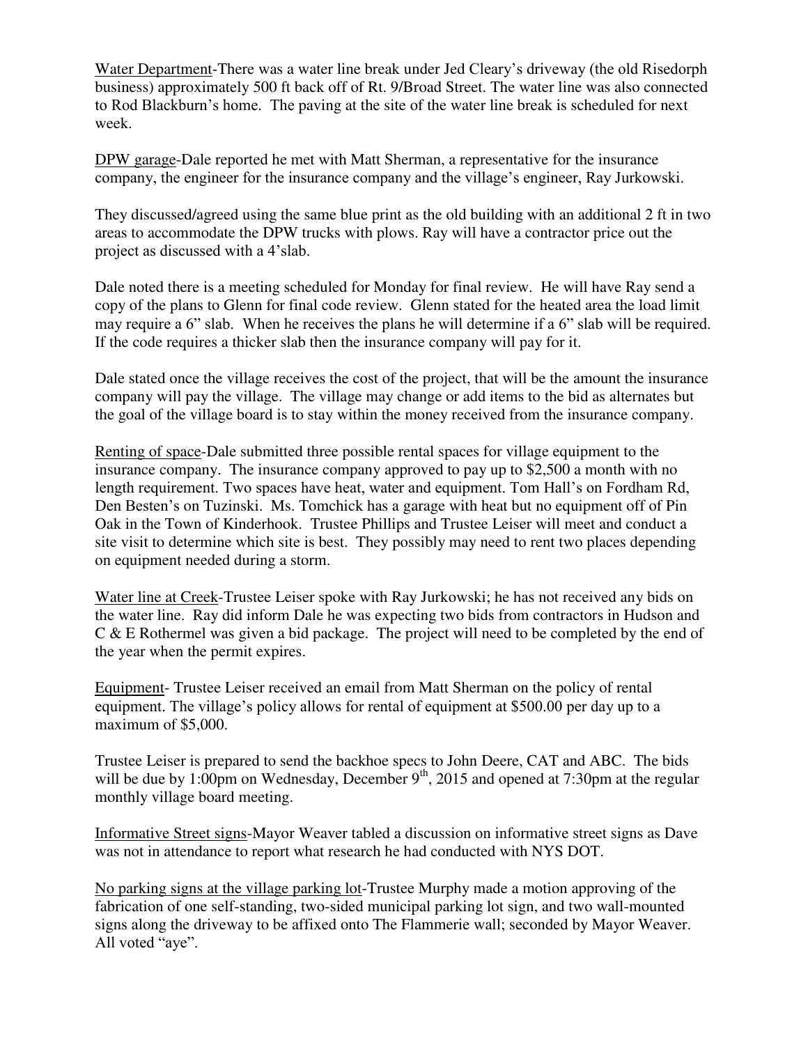Water Department-There was a water line break under Jed Cleary's driveway (the old Risedorph business) approximately 500 ft back off of Rt. 9/Broad Street. The water line was also connected to Rod Blackburn's home. The paving at the site of the water line break is scheduled for next week.

DPW garage-Dale reported he met with Matt Sherman, a representative for the insurance company, the engineer for the insurance company and the village's engineer, Ray Jurkowski.

They discussed/agreed using the same blue print as the old building with an additional 2 ft in two areas to accommodate the DPW trucks with plows. Ray will have a contractor price out the project as discussed with a 4'slab.

Dale noted there is a meeting scheduled for Monday for final review. He will have Ray send a copy of the plans to Glenn for final code review. Glenn stated for the heated area the load limit may require a 6" slab. When he receives the plans he will determine if a 6" slab will be required. If the code requires a thicker slab then the insurance company will pay for it.

Dale stated once the village receives the cost of the project, that will be the amount the insurance company will pay the village. The village may change or add items to the bid as alternates but the goal of the village board is to stay within the money received from the insurance company.

Renting of space-Dale submitted three possible rental spaces for village equipment to the insurance company. The insurance company approved to pay up to $2,500 a month with no length requirement. Two spaces have heat, water and equipment. Tom Hall's on Fordham Rd, Den Besten's on Tuzinski. Ms. Tomchick has a garage with heat but no equipment off of Pin Oak in the Town of Kinderhook. Trustee Phillips and Trustee Leiser will meet and conduct a site visit to determine which site is best. They possibly may need to rent two places depending on equipment needed during a storm.

Water line at Creek-Trustee Leiser spoke with Ray Jurkowski; he has not received any bids on the water line. Ray did inform Dale he was expecting two bids from contractors in Hudson and C & E Rothermel was given a bid package. The project will need to be completed by the end of the year when the permit expires.

Equipment- Trustee Leiser received an email from Matt Sherman on the policy of rental equipment. The village's policy allows for rental of equipment at $500.00 per day up to a maximum of $5,000.

Trustee Leiser is prepared to send the backhoe specs to John Deere, CAT and ABC. The bids will be due by 1:00pm on Wednesday, December 9th, 2015 and opened at 7:30pm at the regular monthly village board meeting.

Informative Street signs-Mayor Weaver tabled a discussion on informative street signs as Dave was not in attendance to report what research he had conducted with NYS DOT.

No parking signs at the village parking lot-Trustee Murphy made a motion approving of the fabrication of one self-standing, two-sided municipal parking lot sign, and two wall-mounted signs along the driveway to be affixed onto The Flammerie wall; seconded by Mayor Weaver. All voted "aye".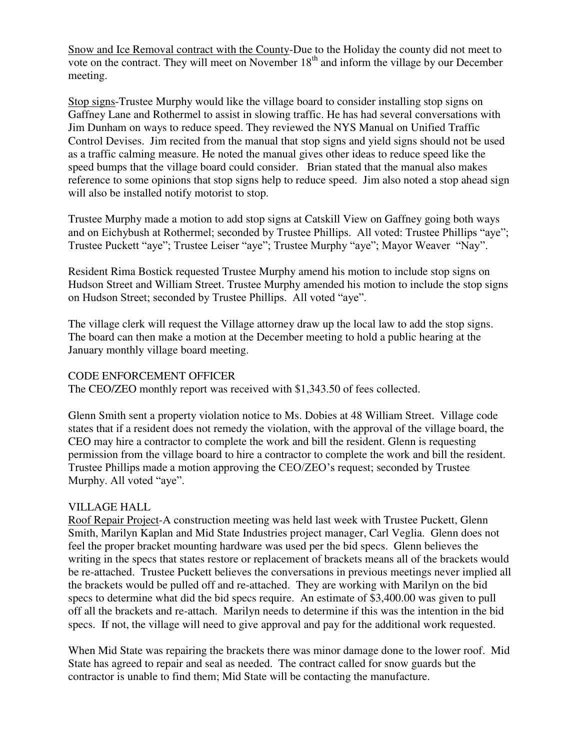Snow and Ice Removal contract with the County-Due to the Holiday the county did not meet to vote on the contract. They will meet on November 18th and inform the village by our December meeting.

Stop signs-Trustee Murphy would like the village board to consider installing stop signs on Gaffney Lane and Rothermel to assist in slowing traffic. He has had several conversations with Jim Dunham on ways to reduce speed. They reviewed the NYS Manual on Unified Traffic Control Devises. Jim recited from the manual that stop signs and yield signs should not be used as a traffic calming measure. He noted the manual gives other ideas to reduce speed like the speed bumps that the village board could consider. Brian stated that the manual also makes reference to some opinions that stop signs help to reduce speed. Jim also noted a stop ahead sign will also be installed notify motorist to stop.

Trustee Murphy made a motion to add stop signs at Catskill View on Gaffney going both ways and on Eichybush at Rothermel; seconded by Trustee Phillips. All voted: Trustee Phillips "aye"; Trustee Puckett "aye"; Trustee Leiser "aye"; Trustee Murphy "aye"; Mayor Weaver "Nay".

Resident Rima Bostick requested Trustee Murphy amend his motion to include stop signs on Hudson Street and William Street. Trustee Murphy amended his motion to include the stop signs on Hudson Street; seconded by Trustee Phillips. All voted "aye".

The village clerk will request the Village attorney draw up the local law to add the stop signs. The board can then make a motion at the December meeting to hold a public hearing at the January monthly village board meeting.

## CODE ENFORCEMENT OFFICER

The CEO/ZEO monthly report was received with $1,343.50 of fees collected.

Glenn Smith sent a property violation notice to Ms. Dobies at 48 William Street. Village code states that if a resident does not remedy the violation, with the approval of the village board, the CEO may hire a contractor to complete the work and bill the resident. Glenn is requesting permission from the village board to hire a contractor to complete the work and bill the resident. Trustee Phillips made a motion approving the CEO/ZEO's request; seconded by Trustee Murphy. All voted "aye".

## VILLAGE HALL

Roof Repair Project-A construction meeting was held last week with Trustee Puckett, Glenn Smith, Marilyn Kaplan and Mid State Industries project manager, Carl Veglia. Glenn does not feel the proper bracket mounting hardware was used per the bid specs. Glenn believes the writing in the specs that states restore or replacement of brackets means all of the brackets would be re-attached. Trustee Puckett believes the conversations in previous meetings never implied all the brackets would be pulled off and re-attached. They are working with Marilyn on the bid specs to determine what did the bid specs require. An estimate of $3,400.00 was given to pull off all the brackets and re-attach. Marilyn needs to determine if this was the intention in the bid specs. If not, the village will need to give approval and pay for the additional work requested.

When Mid State was repairing the brackets there was minor damage done to the lower roof. Mid State has agreed to repair and seal as needed. The contract called for snow guards but the contractor is unable to find them; Mid State will be contacting the manufacture.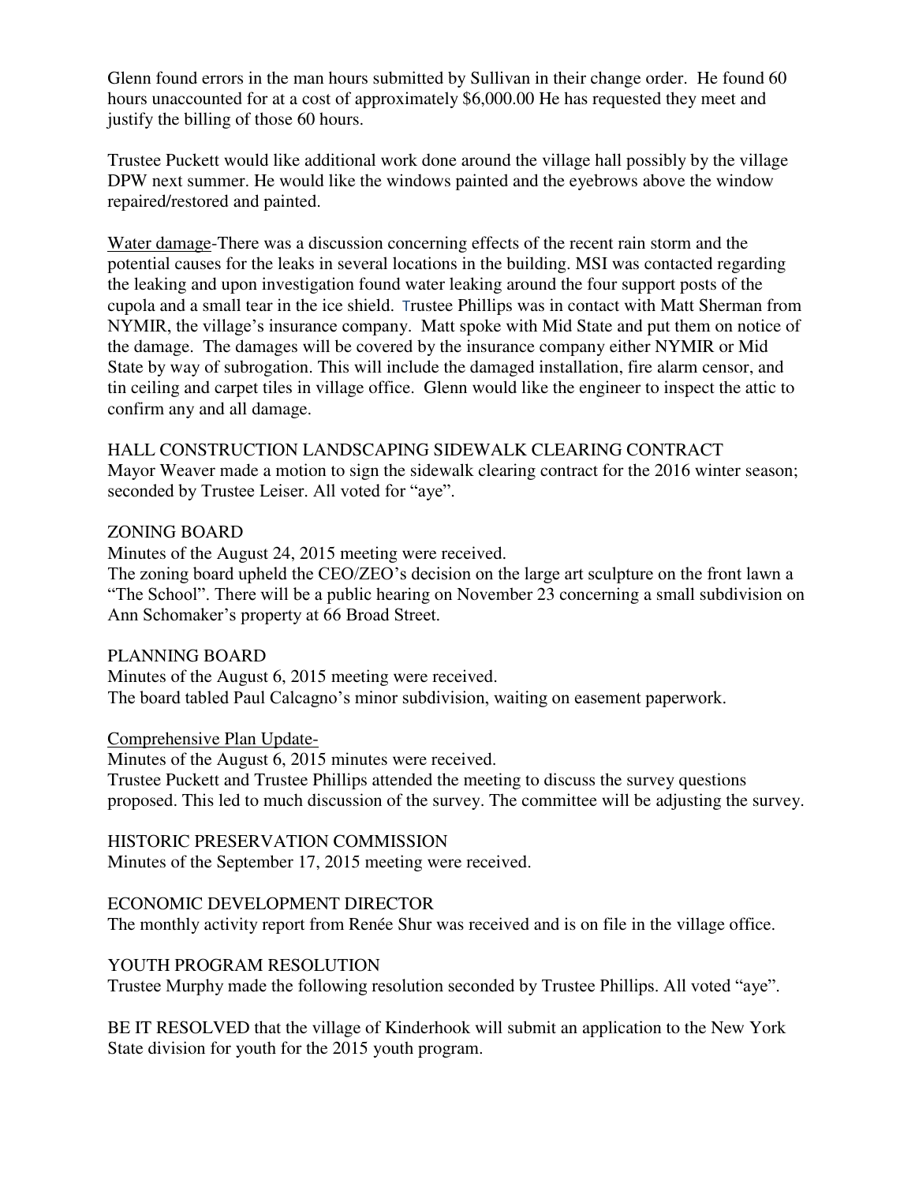Glenn found errors in the man hours submitted by Sullivan in their change order. He found 60 hours unaccounted for at a cost of approximately $6,000.00 He has requested they meet and justify the billing of those 60 hours.

Trustee Puckett would like additional work done around the village hall possibly by the village DPW next summer. He would like the windows painted and the eyebrows above the window repaired/restored and painted.

Water damage-There was a discussion concerning effects of the recent rain storm and the potential causes for the leaks in several locations in the building. MSI was contacted regarding the leaking and upon investigation found water leaking around the four support posts of the cupola and a small tear in the ice shield. Trustee Phillips was in contact with Matt Sherman from NYMIR, the village's insurance company. Matt spoke with Mid State and put them on notice of the damage. The damages will be covered by the insurance company either NYMIR or Mid State by way of subrogation. This will include the damaged installation, fire alarm censor, and tin ceiling and carpet tiles in village office. Glenn would like the engineer to inspect the attic to confirm any and all damage.

HALL CONSTRUCTION LANDSCAPING SIDEWALK CLEARING CONTRACT

Mayor Weaver made a motion to sign the sidewalk clearing contract for the 2016 winter season; seconded by Trustee Leiser. All voted for "aye".

ZONING BOARD

Minutes of the August 24, 2015 meeting were received.

The zoning board upheld the CEO/ZEO's decision on the large art sculpture on the front lawn a "The School". There will be a public hearing on November 23 concerning a small subdivision on Ann Schomaker's property at 66 Broad Street.

PLANNING BOARD

Minutes of the August 6, 2015 meeting were received.

The board tabled Paul Calcagno's minor subdivision, waiting on easement paperwork.

Comprehensive Plan Update-

Minutes of the August 6, 2015 minutes were received.

Trustee Puckett and Trustee Phillips attended the meeting to discuss the survey questions proposed. This led to much discussion of the survey. The committee will be adjusting the survey.

HISTORIC PRESERVATION COMMISSION

Minutes of the September 17, 2015 meeting were received.

ECONOMIC DEVELOPMENT DIRECTOR

The monthly activity report from Renée Shur was received and is on file in the village office.

YOUTH PROGRAM RESOLUTION

Trustee Murphy made the following resolution seconded by Trustee Phillips. All voted "aye".

BE IT RESOLVED that the village of Kinderhook will submit an application to the New York State division for youth for the 2015 youth program.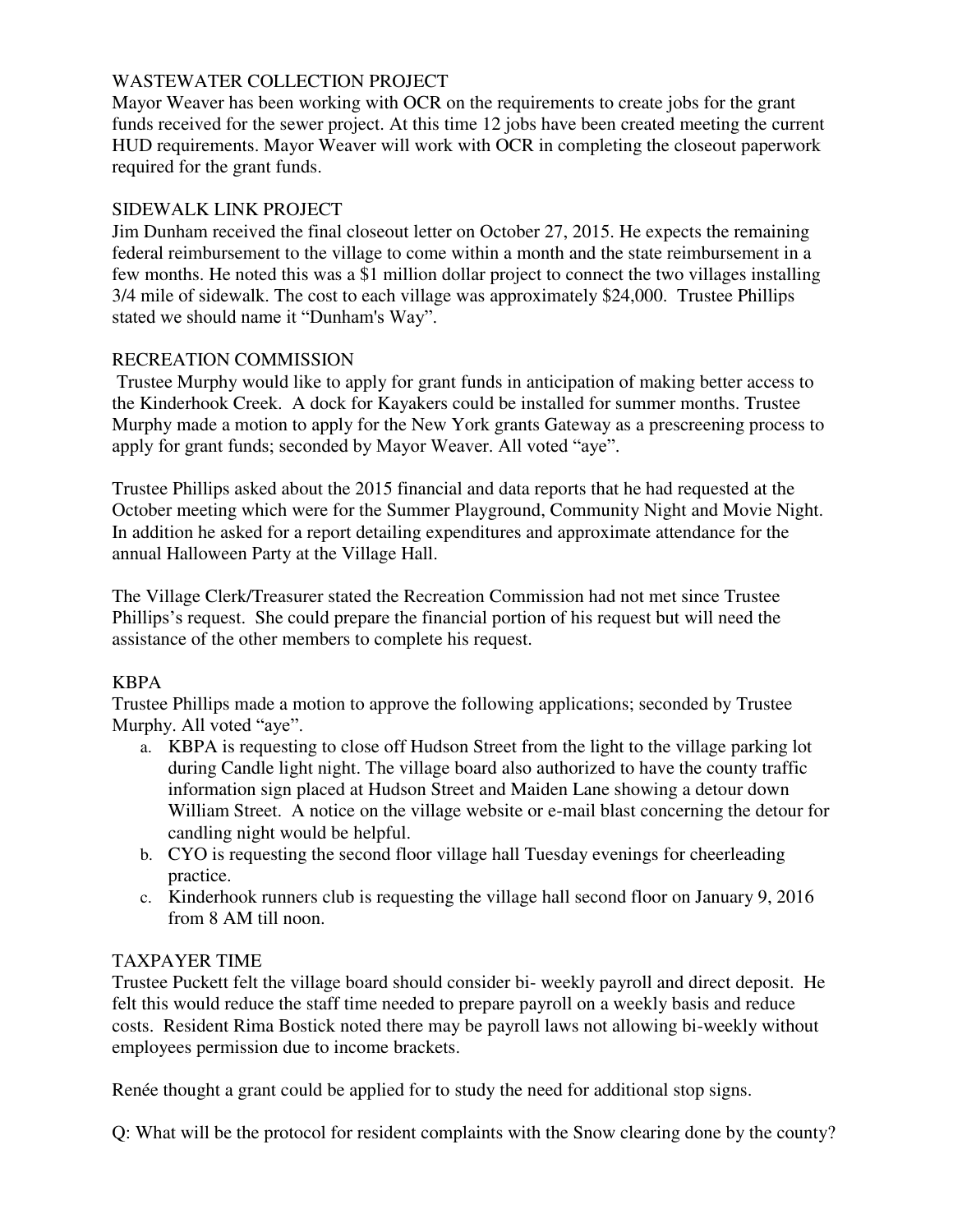## WASTEWATER COLLECTION PROJECT

Mayor Weaver has been working with OCR on the requirements to create jobs for the grant funds received for the sewer project. At this time 12 jobs have been created meeting the current HUD requirements. Mayor Weaver will work with OCR in completing the closeout paperwork required for the grant funds.

## SIDEWALK LINK PROJECT

Jim Dunham received the final closeout letter on October 27, 2015. He expects the remaining federal reimbursement to the village to come within a month and the state reimbursement in a few months. He noted this was a $1 million dollar project to connect the two villages installing 3/4 mile of sidewalk. The cost to each village was approximately $24,000. Trustee Phillips stated we should name it "Dunham's Way".

## RECREATION COMMISSION

Trustee Murphy would like to apply for grant funds in anticipation of making better access to the Kinderhook Creek. A dock for Kayakers could be installed for summer months. Trustee Murphy made a motion to apply for the New York grants Gateway as a prescreening process to apply for grant funds; seconded by Mayor Weaver. All voted "aye".

Trustee Phillips asked about the 2015 financial and data reports that he had requested at the October meeting which were for the Summer Playground, Community Night and Movie Night. In addition he asked for a report detailing expenditures and approximate attendance for the annual Halloween Party at the Village Hall.

The Village Clerk/Treasurer stated the Recreation Commission had not met since Trustee Phillips's request. She could prepare the financial portion of his request but will need the assistance of the other members to complete his request.

## KBPA

Trustee Phillips made a motion to approve the following applications; seconded by Trustee Murphy. All voted "aye".

a. KBPA is requesting to close off Hudson Street from the light to the village parking lot during Candle light night. The village board also authorized to have the county traffic information sign placed at Hudson Street and Maiden Lane showing a detour down William Street. A notice on the village website or e-mail blast concerning the detour for candling night would be helpful.
b. CYO is requesting the second floor village hall Tuesday evenings for cheerleading practice.
c. Kinderhook runners club is requesting the village hall second floor on January 9, 2016 from 8 AM till noon.

## TAXPAYER TIME

Trustee Puckett felt the village board should consider bi- weekly payroll and direct deposit. He felt this would reduce the staff time needed to prepare payroll on a weekly basis and reduce costs. Resident Rima Bostick noted there may be payroll laws not allowing bi-weekly without employees permission due to income brackets.

Renée thought a grant could be applied for to study the need for additional stop signs.

Q: What will be the protocol for resident complaints with the Snow clearing done by the county?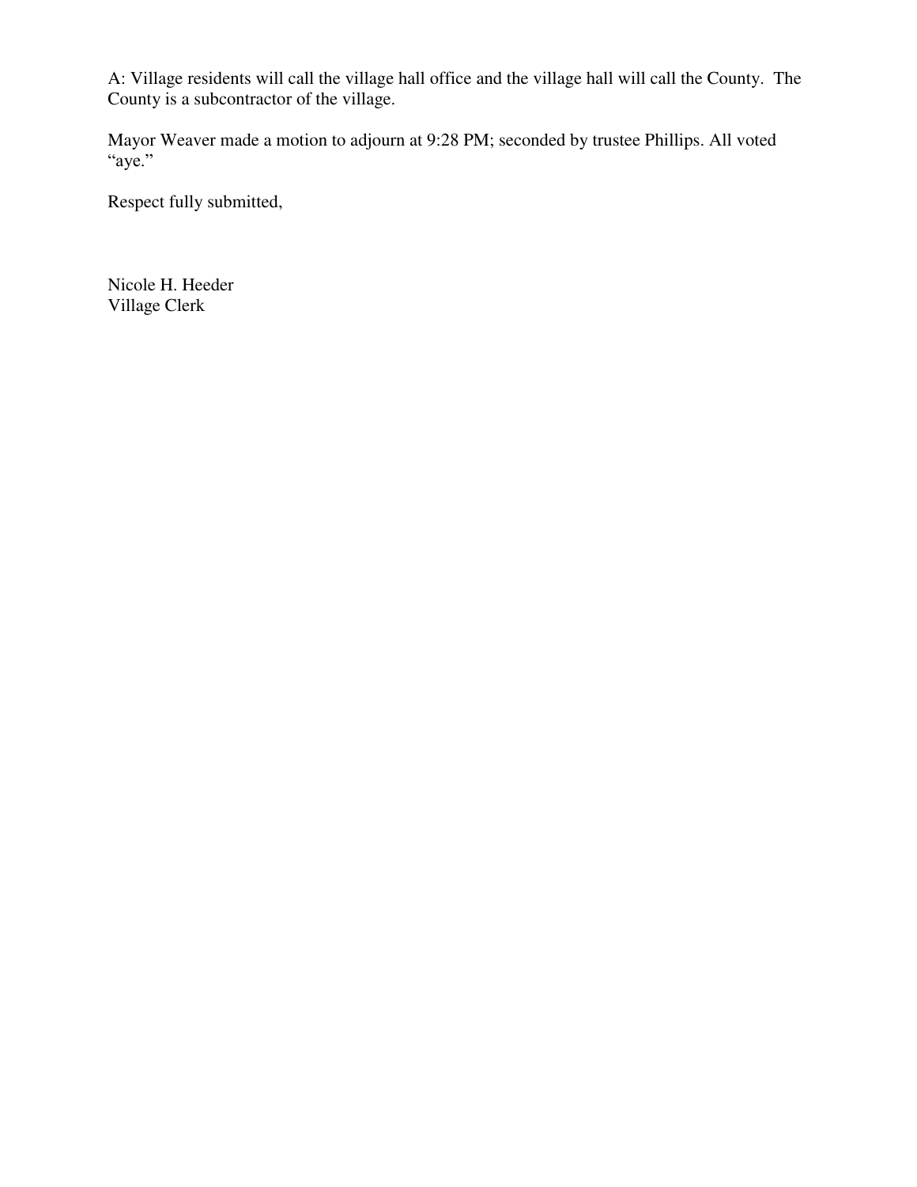A: Village residents will call the village hall office and the village hall will call the County. The County is a subcontractor of the village.

Mayor Weaver made a motion to adjourn at 9:28 PM; seconded by trustee Phillips. All voted "aye."

Respect fully submitted,

Nicole H. Heeder
Village Clerk